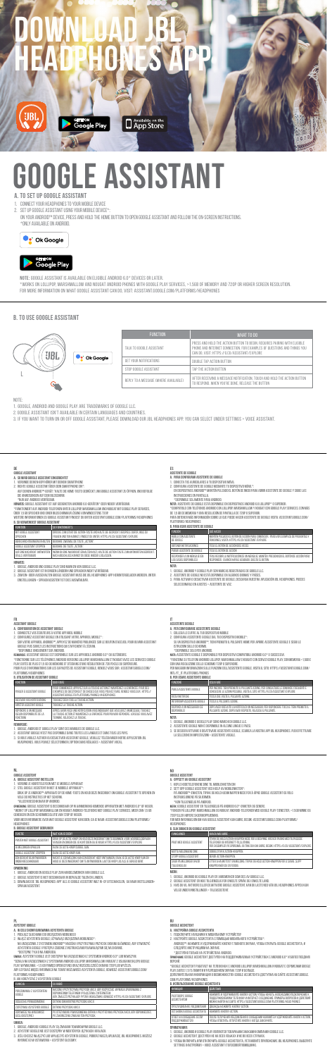# DOWNLOAD JBL HEADPHONES APP

GET IT ON Google Play

Available on the App Store

# GOOGLE ASSISTANT

## A. TO SET UP GOOGLE ASSISTANT

1. Connect your headphones to your mobile device
2. Set up Google Assistant using your mobile device*:
   On your Android™ device: press and hold the Home button to open Google Assistant and follow the on-screen instructions.
   *Only available on Android.

Ok Google

GET IT ON Google Play

**NOTE:** Google Assistant is available on eligible Android 6.0+ devices or later.
**Works on Lollipop, Marshmallow and Nougat Android phones with Google Play Services, >1.5GB of memory and 720p or higher screen resolution.
For more information on what Google Assistant can do, visit: assistant.google.com/platforms/headphones

## B. TO USE GOOGLE ASSISTANT

Ok Google

| Function | What to do |
|---|---|
| Talk to Google Assistant | Press and hold the action button to begin. Requires pairing with eligible phone and internet connection. For examples of questions and things you can do, visit: https://g.co/assistant/explore |
| Get your notifications | Double tap action button |
| Stop Google Assistant | Tap the action button |
| Reply to a message (where available) | After receiving a message notification, touch and hold the action button to respond. When you're done, release the button. |

Note:

1. Google, Android and Google Play are trademarks of Google LLC.
2. Google Assistant isn't available in certain languages and countries.
3. If you want to turn on or off Google Assistant, please download our JBL Headphones app. You can select under Settings > Voice Assistant.

---

### DE

**GOOGLE ASSISTANT**

**A. SO WIRD GOOGLE ASSISTANT EINGERICHTET**

1. Verbinde deinen Kopfhörer mit deinem Smartphone
2. Richte Google Assistant über dein Smartphone ein*:
   Auf deinem Android™-Gerät: Halte die Home-Taste gedrückt, um Google Assistant zu öffnen, und befolge die Anweisungen auf dem Bildschirm.
   *Nur auf Android verfügbar.

**HINWEIS:** Google Assistant ist auf geeigneten Android 6.0+-Geräten oder höher verfügbar.
**Funktioniert auf Android-Telefonen (Lollipop, Marshmallow und Nougat) mit Google Play Services, über 1,5 GB Speicher und einer Bildschirmauflösung von mindestens 720p.
Weitere Informationen zu Google Assistant findest du unter: assistant.google.com/platforms/headphones

**B. SO WIRD GOOGLE ASSISTANT VERWENDET**

| Funktion | Vorgehensweise |
|---|---|
| Mit Google Assistant sprechen | Drücke zum Starten die Action-Taste und halte sie gedrückt. Erfordert Kopplung mit einem geeigneten Telefon und Internetverbindung. Beispiele für Fragen und Aktionen findest du unter: https://g.co/assistant/explore |
| Benachrichtigungen erhalten | Action-Taste zweimal drücken |
| Google Assistant stoppen | Action-Taste drücken |
| Auf eine Nachricht antworten (sofern verfügbar) | Halte nach Erhalt einer Nachrichtenbenachrichtigung die Action-Taste gedrückt, um zu antworten. Lass die Taste los, wenn du fertig bist. |

HINWEIS:

1. Google, Android und Google Play sind Marken von Google LLC.
2. Google Assistant ist in bestimmten Ländern und Sprachen nicht verfügbar.
3. Zum Ein- oder Ausschalten von Google Assistant musst du die JBL Headphones-App herunterladen. Du kannst es unter Einstellungen > Sprachassistent auswählen.

### ES

**ASISTENTE DE GOOGLE**

**A. PARA CONFIGURAR EL ASISTENTE DE GOOGLE**

1. Conecta tus auriculares a tu dispositivo móvil
2. Configura Asistente de Google mediante tu dispositivo móvil*:
   En dispositivos Android™: mantén pulsado el botón de inicio para abrir Asistente de Google y sigue las instrucciones en pantalla.
   *Disponible solamente para Android.

**NOTA:** Asistente de Google está disponible en dispositivos Android 6.0 o superior.
**Compatible con teléfonos Android con Lollipop, Marshmallow y Nougat con Google Play Services, más de 1,5 GB de memoria y una resolución de pantalla de 720p o superior.
Para obtener más información sobre lo que puede hacer Asistente de Google visita: assistant.google.com/platforms/headphones

**B. PARA USAR ASISTENTE DE GOOGLE**

| Función | Qué hacer |
|---|---|
| Hablar con Asistente de Google | Mantén pulsado el botón de acción para comenzar. Requiere emparejamiento con un teléfono compatible y conexión a internet. Para ver ejemplos de preguntas y cosas que puedes hacer, visita: https://g.co/assistant/explore |
| Obtener notificaciones | Toca dos veces el botón de acción |
| Parar Asistente de Google | Toca el botón de acción |
| Responder a un mensaje (cuando esté disponible) | Tras recibir la notificación de un mensaje, mantén pulsado el botón de acción para responder. Cuando hayas acabado, suelta el botón. |

NOTA:

1. Google, Android y Google Play son marcas registradas de Google LLC.
2. Asistente de Google no está disponible en algunos idiomas y países.
3. Para activar o desactivar Asistente de Google, descarga nuestra aplicación JBL Headphones. Puedes seleccionarlo en Ajustes > Asistente de voz.

### FR

**ASSISTANT GOOGLE**

**A. CONFIGURATION DE ASSISTANT GOOGLE**

1. Connectez vos écouteurs à votre appareil mobile
2. Configurez Assistant Google en utilisant votre appareil mobile*:
   Sur votre appareil Android™ : appuyez de manière prolongée sur le bouton d'accueil pour ouvrir Assistant Google puis suivez les instructions qui s'affichent à l'écran.
   *Disponible uniquement sur Android.

**REMARQUE :** Assistant Google est disponible sur les appareils Android 6.0+ ou ultérieurs.
**Fonctionne sur les téléphones Android Lollipop, Marshmallow et Nougat avec les services Google Play, plus de 1,5 Go de mémoire et une résolution d'écran de 720p ou supérieure.
Pour plus d'informations sur les capacités de Assistant Google, rendez-vous sur : assistant.google.com/platforms/headphones

**B. UTILISATION DE ASSISTANT GOOGLE**

| Fonction | Quoi faire |
|---|---|
| Parler à Assistant Google | Pour commencer, appuyez sur le bouton d'action de manière prolongée. Nécessite l'appairage avec un téléphone compatible et une connexion Internet. Pour des exemples de questions et de choses que vous pouvez faire, rendez-vous sur : https://g.co/assistant/explore |
| Recevoir vos notifications | Appuyez deux fois sur le bouton d'action |
| Arrêter Assistant Google | Appuyez sur le bouton d'action |
| Répondre à un message (lorsque cette fonction est disponible) | Après avoir reçu une notification de message, appuyez sur le bouton d'action de manière prolongée pour répondre. Une fois terminé, relâchez le bouton. |

REMARQUE :

1. Google, Android et Google Play sont des marques de Google LLC.
2. Assistant Google n'est pas disponible dans certaines langues et certains pays.
3. Si vous voulez activer ou désactiver Assistant Google, veuillez télécharger notre application JBL Headphones. Vous pouvez sélectionner sous Paramètres > Assistant vocal.

### IT

**ASSISTENTE GOOGLE**

**A. PER CONFIGURARE ASSISTENTE GOOGLE**

1. Collega le cuffie al tuo dispositivo mobile
2. Configura Assistente Google sul tuo dispositivo mobile*:
   Su un dispositivo Android™: tieni premuto il pulsante Home per aprire Assistente Google e segui le istruzioni sullo schermo.
   *Disponibile solo per Android.

**NOTA:** Assistente Google è disponibile per dispositivi compatibili Android 6.0+ o successivi.
**Funziona su telefoni Android Lollipop, Marshmallow e Nougat con servizi Google Play, oltre 1,5GB di memoria e una risoluzione dello schermo 720p o superiore.
Per maggiori informazioni sulle funzioni dell'Assistente Google, visita il sito: https://assistant.google.com/platforms/headphones

**B. PER USARE ASSISTENTE GOOGLE**

| Funzione | Cosa fare |
|---|---|
| Parla con Assistente Google | Per iniziare, tieni premuto il pulsante azione. Richiede l'abbinamento con un telefono compatibile e una connessione internet. Per esempi di domande e cose che puoi fare, visita: https://g.co/assistant/explore |
| Ricevi notifiche | Tocca due volte il pulsante azione |
| Interrompi Assistente Google | Tocca il pulsante azione |
| Rispondi a un messaggio (se disponibile) | Dopo aver ricevuto la notifica di un messaggio, tieni premuto il pulsante azione per rispondere. Quando hai finito, rilascia il pulsante. |

NOTA:

1. Google, Android e Google Play sono marchi di Google LLC.
2. Assistente Google non è disponibile in alcune lingue e paesi.
3. Se desideri attivare o disattivare Assistente Google, scarica la nostra app JBL Headphones. Puoi attivare la selezione in Impostazioni > Assistente vocale.

### NL

**GOOGLE ASSISTENT**

**A. GOOGLE ASSISTENT INSTELLEN**

1. Verbind je hoofdtelefoon met je mobiele apparaat
2. Stel Google Assistent in met je mobiele apparaat*:
   Druk op je Android™-apparaat op de home-toets en houd deze ingedrukt om Google Assistent te openen en volg de instructies op het scherm.
   *Alleen beschikbaar op Android.

**OPMERKING:** Google Assistent is beschikbaar op in aanmerking komende apparaten met Android 6.0+ of hoger.
**Werkt op Lollipop, Marshmallow en Nougat Android-telefoons met Google Play Services, meer dan 1,5 GB geheugen en een schermresolutie van 720p of hoger.
Voor meer informatie over wat Google Assistent kan doen, ga je naar: assistant.google.com/platforms/headphones

**B. GOOGLE ASSISTENT GEBRUIKEN**

| Functie | Wat moet je doen |
|---|---|
| Praten met Google Assistent | Houd de actieknop ingedrukt om te beginnen. Vereist koppeling met een geschikte telefoon en internetverbinding. Ga voor voorbeelden van vragen en dingen die je kunt doen naar: https://g.co/assistant/explore |
| Je meldingen ontvangen | Dubbeltik op de actieknop |
| Google Assistent stoppen | Tik op de actieknop |
| Een bericht beantwoorden (indien beschikbaar) | Houd na ontvangst van een berichtmelding de actieknop ingedrukt om te antwoorden. Laat de knop los als je klaar bent. |

OPMERKING:

1. Google, Android en Google Play zijn handelsmerken van Google LLC.
2. Google Assistent is niet beschikbaar in bepaalde talen en landen.
3. Download de JBL Headphones-app als je Google Assistent wilt in- of uitschakelen. Je kunt dit selecteren onder Instellingen > Spraakassistent.

### NO

**GOOGLE ASSISTENT**

**A. OPPSETT AV GOOGLE ASSISTENT**

1. Koble hodetelefonene dine til mobilenheten din
2. Sett opp Google Assistent ved hjelp av mobilenheten*:
   På Android™-enheten: Trykk og hold hjem-knappen inne for å åpne Google Assistent og følg instruksjonene på skjermen.
   *Kun tilgjengelig på Android.

**MERK:** Google Assistent er tilgjengelig på Android 6.0+-enheter eller nyere.
**Fungerer på Lollipop, Marshmallow og Nougat Android-telefoner med Google Play-tjenester, >1,5 GB minne og 720p eller høyere skjermoppløsning.
For mer informasjon om hva Google Assistent kan gjøre, besøk: assistant.google.com/platforms/headphones

**B. SLIK BRUKER DU GOOGLE ASSISTENT**

| Funksjon | Hva du skal gjøre |
|---|---|
| Prat med Google Assistent | Trykk og hold handlingsknappen inne for å begynne. Krever paring med en kompatibel telefon og internettforbindelse. For eksempler på spørsmål og ting du kan gjøre, besøk: https://g.co/assistant/explore |
| Motta varslene dine | Dobbeltrykk på handlingsknappen |
| Stopp Google Assistent | Trykk på handlingsknappen |
| Svar på en melding (hvis tilgjengelig) | Etter at du har mottatt et meldingsvarsel, trykk og hold handlingsknappen inne for å svare. Slipp knappen når du er ferdig. |

MERK:

1. Google, Android og Google Play er varemerker som tilhører Google LLC.
2. Google Assistent er ikke tilgjengelig på visse språk og i visse land.
3. Hvis du vil slå Google Assistent på eller av, last ned JBL Headphones-appen. Du kan velge under Innstillinger > Talehjelper.

### PL

**ASYSTENT GOOGLE**

**A. W CELU SKONFIGUROWANIA ASYSTENTA GOOGLE**

1. Podłącz słuchawki do urządzenia mobilnego
2. Włącz Asystenta Google używając urządzenia mobilnego*:
   Na urządzeniu z systemem Android™: naciśnij i przytrzymaj przycisk ekranu głównego, aby otworzyć Asystenta Google i postępuj zgodnie z instrukcjami pojawiającymi się na ekranie.
   *Dostępne tylko na Androidzie.

**UWAGA:** Asystent Google jest dostępny na urządzeniach z systemem Android 6.0+ lub nowszym.
**Działa na urządzeniach z systemem Android Lollipop, Marshmallow i Nougat z usługami Google Play, pamięcią >1,5 GB i rozdzielczością ekranu 720p lub wyższą.
Aby uzyskać więcej informacji na temat możliwości Asystenta Google, odwiedź: assistant.google.com/platforms/headphones

**B. W CELU UŻYCIA ASYSTENTA GOOGLE**

| Funkcja | Działanie |
|---|---|
| Porozmawiaj z Asystentem Google | Naciśnij i przytrzymaj przycisk akcji, aby rozpocząć. Wymaga sparowania z odpowiednim telefonem i połączenia z Internetem. Przykłady pytań i możliwych działań można znaleźć na stronie: https://g.co/assistant/explore |
| Odbieraj powiadomienia | Dotknij dwukrotnie przycisku akcji |
| Zatrzymaj Asystenta Google | Dotknij przycisku akcji |
| Odpowiadaj na wiadomości (jeśli dostępne) | Po otrzymaniu powiadomienia o wiadomości naciśnij i przytrzymaj przycisk akcji, aby odpowiedzieć. Po zakończeniu zwolnij przycisk. |

UWAGA:

1. Google, Android i Google Play są znakami towarowymi Google LLC.
2. Asystent Google nie jest dostępny w niektórych językach i krajach.
3. Jeśli chcesz włączyć lub wyłączyć Asystenta Google, pobierz naszą aplikację JBL Headphones. Możesz wybrać ją w Ustawieniach > Asystent głosowy.

### RU

**GOOGLE АССИСТЕНТ**

**A. НАСТРОЙКА GOOGLE АССИСТЕНТА**

1. Подключите наушники к мобильному устройству
2. Настройте Google Ассистента с помощью мобильного устройства*:
   Android™: нажмите и удерживайте кнопку главного экрана, чтобы открыть Google Ассистента, и следуйте инструкциям на экране.
   *Доступно только на устройствах Android.

**ПРИМЕЧАНИЕ:** Google Ассистент доступен на поддерживаемых устройствах с Android 6.0+ и более поздних версий.
**Работает на смартфонах с Android Lollipop, Marshmallow и Nougat с сервисами Google Play, объемом памяти >1,5 ГБ и разрешением экрана 720p и выше.
Дополнительная информация о возможностях Google Ассистента доступна на сайте: assistant.google.com/platforms/headphones

**B. ИСПОЛЬЗОВАНИЕ GOOGLE АССИСТЕНТА**

| Функция | Действие |
|---|---|
| Разговор с Google Ассистентом | Нажмите и удерживайте кнопку действия, чтобы начать. Требуется сопряжение с поддерживаемым телефоном и подключение к интернету. Примеры вопросов и действий приведены на сайте: https://g.co/assistant/explore |
| Получение уведомлений | Дважды нажмите кнопку действия |
| Остановка Google Ассистента | Нажмите кнопку действия |
| Ответ на сообщение (если доступно) | После получения уведомления о сообщении нажмите и удерживайте кнопку действия, чтобы ответить. Закончив, отпустите кнопку. |

ПРИМЕЧАНИЕ:

1. Google, Android и Google Play являются товарными знаками Google LLC.
2. Google Ассистент доступен не на всех языках и не во всех странах.
3. Чтобы включить или отключить Google Ассистента, установите приложение JBL Headphones. Выберите Настройки > Голосовой ассистент.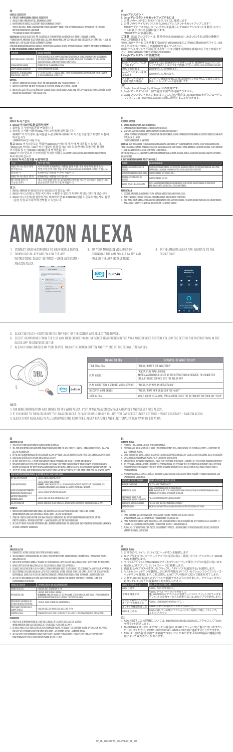**SE**

## GOOGLE ASSISTENT

### A. FÖR ATT KONFIGURERA GOOGLE ASSISTENT

1. Anslut dina hörlurar till din mobila enhet.
2. Konfigurera Google Assistent med din mobila enhet*:
   Tryck och håll ned knappen på din Android™-enhet för att öppna Google Assistent. Följ sedan instruktionerna på skärmen.
   **Tillgänglig bara för Android.

Observera: Google Assistent är tillgänglig på kompatibla Android 6.0+ enheter eller senare.
*Funktionen kräver att telefonen har Google Play Services installerat.
För mer information om hur Google Assistent kan användas, besök: assistant.google.com/platforms/headphones

### B. FÖR ATT ANVÄNDA GOOGLE ASSISTENT

| FUNKTION | VAD DU SKA GÖRA |
|---|---|
| Prata med Google Assistent | Tryck och håll ned knappen på hörlurarna för att börja prata med Google Assistent. Släpp knappen när du är klar. |
| Stoppa Google Assistent | Dubbeltryck på knappen. |
| Skippa Google Assistent | Tryck på knappen. |
| Svara på meddelanden | Tryck och håll ned knappen. |

Notera:
1. Google, Android och Google Play är varumärken som tillhör Google LLC.
2. Google Assistent är inte tillgänglig på vissa språk och i vissa länder.
3. Om du vill använda Amazon Alexa ska du öppna JBL Headphones-appen och välja Alexa under Inställningar > Röstassistent.

**JP**

## Googleアシスタント

### A. Googleアシスタントをセットアップするには

1. お使いのヘッドホンをモバイルデバイスに接続します。
2. お使いのモバイルデバイスから、Googleアシスタントをセットアップします*：
   Android™デバイスでは、ホームボタンを長押ししてGoogleアシスタントを開き、画面の指示に従ってください。
   **Androidでのみ使用可能。

ご注意：Googleアシスタントは、互換性のあるAndroid 6.0+以降のデバイスで使用できます。
*Google Play™サービスを搭載するAndroidデバイスで利用可能です。
Googleアシスタントで利用可能な機能の詳細については、assistant.google.com/platforms/headphonesをご覧ください。

### B. Googleアシスタントの使用方法

| 機能 | 操作方法 |
|---|---|
| Googleアシスタントに話しかけます | 話しかける間、ボタンを長押しします。 |
| Googleアシスタントを停止 | ボタンを2回押します。 |
| Googleアシスタントを停止します | ボタンを押します。 |
| メッセージへの返信 | ボタンを長押しします。 |

注：
1. Google、Android、Google PlayはGoogle LLCの商標です。
2. Googleアシスタントは一部の言語と国ではご利用いただけません。
3. Amazon Alexaを使用するには、JBL Headphonesアプリを開き、Settings > Voice assistantでAlexaを選択してください。

**KO**

## GOOGLE 어시스턴트

### A. Google 어시스턴트를 설정하려면

1. 모바일 기기에 헤드폰을 연결합니다.
2. 모바일 기기를 이용해 Google 어시스턴트를 설정합니다*:
   Android™ 기기의 홈 버튼을 길게 눌러 Google 어시스턴트를 열고 화면의 지시를 따르십시오.
   **Android에서만 사용 가능.

참고: Google 어시스턴트는 호환되는 Android 6.0 이상 기기에서 사용할 수 있습니다.
*Google Play 서비스가 설치된 기기에서만 사용 가능합니다.
Google 어시스턴트의 기능에 대한 자세한 내용은 assistant.google.com/platforms/headphones를 참조하십시오.

### B. Google 어시스턴트를 사용하려면

| 기능 | 작동 방법 |
|---|---|
| Google 어시스턴트와 대화 | 대화하는 동안 버튼을 길게 누릅니다. |
| Google 어시스턴트 중지 | 버튼을 두 번 누릅니다. |
| Google 어시스턴트 중지 | 버튼을 누릅니다. |
| 메시지에 답장 | 버튼을 길게 누릅니다. |

참고:
1. Google, Android 및 Google Play는 Google LLC의 상표입니다.
2. Google 어시스턴트는 특정 언어 및 국가에서는 사용할 수 없습니다.
3. Amazon Alexa를 사용하려면 JBL Headphones 앱을 열고 설정 > 음성 비서에서 Alexa를 선택하십시오.

**ID**

## ASISTEN GOOGLE

### A. UNTUK MENYIAPKAN ASISTEN GOOGLE

1. Sambungkan headphone ke perangkat seluler.
2. Siapkan Asisten Google menggunakan perangkat seluler*:
   Untuk perangkat Android™: Tekan dan tahan tombol layar utama untuk membuka Asisten Google dan ikuti petunjuk di layar.
   **Hanya tersedia di Android.

Catatan: Asisten Google tersedia pada perangkat Android 6.0+ yang kompatibel atau yang lebih baru.
*Memerlukan Google Play Services.
Untuk informasi selengkapnya tentang kemampuan Asisten Google, kunjungi: assistant.google.com/platforms/headphones

### B. UNTUK MENGGUNAKAN ASISTEN GOOGLE

| FUNGSI | APA YANG DILAKUKAN |
|---|---|
| Berbicara dengan Asisten Google | Tekan dan tahan tombol saat berbicara. |
| Menghentikan Asisten Google | Ketuk tombol dua kali. |
| Menghentikan Asisten Google | Ketuk tombol. |
| Membalas pesan | Tekan dan tahan tombol. |

Perhatian:
1. Google, Android, dan Google Play adalah merek dagang Google LLC.
2. Asisten Google tidak tersedia dalam bahasa dan negara tertentu.
3. Jika ingin menggunakan Amazon Alexa, buka aplikasi JBL Headphones dan pilih Alexa di Pengaturan > Asisten Suara.

# AMAZON ALEXA

1. Connect your headphones to your mobile device.
2. Download JBL app and follow the app instructions. Select Settings > Voice assistant > Amazon Alexa.
3. On your mobile device, open or download the Amazon Alexa app and follow the app instructions.
4. In the Amazon Alexa app, navigate to the Device page.
5. Click the plus (+) button on the top right of the screen and select "Add Device".
6. Select Headphones from the list and then choose your true wireless headphones in the available devices section. Follow the rest of the instructions in the Alexa app to complete set up.
7. Alexa is now enabled on your device. Touch the action button and try one of the below utterances.

| THINGS TO TRY | EXAMPLE OF WHAT TO SAY |
|---|---|
| TALK TO ALEXA | "Alexa, what's the weather?" |
| PLAY AUDIO | "Alexa, play Wall Hanger."<br>NOTE: Amazon Music is set as the default music service. To change the default music service, see the Alexa app |
| PLAY AUDIO FROM A SPECIFIC MUSIC SERVICE | "Alexa, play Wham on iHeartRadio." |
| DISCOVER MORE SKILLS | "Alexa, what new skills do you have?" |
| STOP ALEXA | While Alexa is talking, press and release the action button then say "Stop" |

NOTE:
1. For more information and things to try with Alexa, visit: www.amazon.com/alexadevices and select 'Use Alexa'.
2. If you want to turn on or off the Amazon Alexa, please download our JBL app. You can select under Settings > Voice assistant > Amazon Alexa.
3. Alexa is not available in all languages and countries. Alexa features and functionality may vary by location.

**DE**

## AMAZON ALEXA

1. Schließe deinen Kopfhörer an dein Mobilgerät an.
2. JBL App herunterladen und den Anweisungen der App folgen. Einstellungen > Sprachassistent > Amazon Alexa auswählen.
3. Öffne auf deinem Mobilgerät die Amazon Alexa App oder lade sie herunter und folge den Anweisungen der App.
4. Gehe in der Amazon Alexa App auf die Seite „Gerät".
5. Klicke auf die Plus (+) Taste oben rechts im Bildschirm und wähle „Gerät hinzufügen".
6. Wähle Kopfhörer aus der Liste aus und dann deinen True-Wireless-Kopfhörer im Bereich der verfügbaren Geräte. Folge den restlichen Anweisungen in der Alexa App, um die Einrichtung abzuschließen.
7. Alexa ist jetzt auf deinem Gerät aktiviert. Berühre die Aktionstaste und probiere einen der unten aufgeführten Sprachbefehle aus.

| AUSPROBIEREN | BEISPIEL FÜR DIE ANSAGE |
|---|---|
| Mit Alexa sprechen | „Alexa, wie ist das Wetter?" |
| Audio wiedergeben | „Alexa, spiele Wall Hanger."<br>HINWEIS: Amazon Music ist als Standard-Musikdienst eingestellt. Um den Standard-Musikdienst zu ändern, siehe Alexa App |
| Audio von einem bestimmten Musikdienst wiedergeben | „Alexa, spiele Wham auf iHeartRadio." |
| Weitere Funktionen kennenlernen | „Alexa, welche neuen Skills hast du?" |
| Alexa stoppen | Drücke, während Alexa spricht, die Aktionstaste und sage dann „Stopp" |

HINWEIS:
1. Weitere Informationen und Dinge zum Ausprobieren mit Alexa findest du unter: www.amazon.com/alexadevices. Wähle dort „Alexa nutzen".
2. Zum Ein- oder Ausschalten von Amazon Alexa lade bitte unsere JBL App herunter. Unter Einstellungen > Sprachassistent > Amazon Alexa kannst du wählen.
3. Alexa ist nicht in allen Sprachen und Ländern verfügbar. Die Merkmale und Funktionen von Alexa können je nach Standort variieren.

**ES**

## AMAZON ALEXA

1. Conecta los auriculares al dispositivo móvil.
2. Descarga la aplicación JBL y sigue las instrucciones de la aplicación. Selecciona Ajustes > Asistente de voz > Amazon Alexa.
3. En el dispositivo móvil, abre o descarga la aplicación Amazon Alexa y sigue las instrucciones de la aplicación.
4. En la aplicación Amazon Alexa, ve a la página Dispositivo.
5. Haz clic en el botón más (+) en la parte superior derecha de la pantalla y selecciona "Añadir dispositivo".
6. Selecciona Auriculares en la lista y, a continuación, selecciona tus auriculares true wireless en la sección de dispositivos disponibles. Sigue el resto de instrucciones de la aplicación Alexa para completar la configuración.
7. A continuación, Alexa estará activada en el dispositivo. Toca el botón de acción y prueba alguna de las expresiones siguientes.

| COSAS QUE PUEDES PROBAR | EJEMPLO DE LO QUE PUEDES DECIR |
|---|---|
| Hablar con Alexa | "Alexa, ¿qué tiempo hace?" |
| Reproducir audio | "Alexa, reproduce Wall Hanger."<br>NOTA: Amazon Music está definido como el servicio de música predeterminado. Para cambiarlo, consulta la aplicación de Alexa |
| Reproducir audio de un servicio de música específico | "Alexa, reproduce Wham en iHeartRadio." |
| Descubrir más habilidades | "Alexa, ¿qué nuevas habilidades tienes?" |
| Detener Alexa | Mientras Alexa está hablando, pulsa y suelta el botón de acción y di "Stop" |

NOTA:
1. Para obtener más información y cosas que puedes probar con Alexa, visita: www.amazon.com/alexadevices y selecciona "Usar Alexa".
2. Para activar o desactivar Amazon Alexa, descarga nuestra aplicación JBL. En la aplicación, puedes seleccionarlo en Ajustes > Asistente de voz > Amazon Alexa.
3. Alexa no está disponible en todos los idiomas y países. Las funciones y funcionalidad de Alexa pueden variar según la ubicación.

**FR**

## AMAZON ALEXA

1. Connectez votre casque sur votre appareil mobile.
2. Téléchargez l'application JBL et suivez ses instructions. Sélectionnez Paramètres > Assistant vocal > Amazon Alexa.
3. Sur votre appareil mobile, ouvrez ou téléchargez l'application Amazon Alexa et suivez ses instructions.
4. Dans l'application Amazon Alexa, allez dans la page des appareils.
5. Cliquez sur le bouton plus (+) dans le coin supérieur droit de l'écran et sélectionnez « Ajouter un appareil ».
6. Sélectionnez Casques dans la liste puis choisissez votre casque true wireless dans la section des appareils disponibles. Suivez le reste des instructions de l'application Alexa pour terminer la configuration.
7. Alexa est désormais activée sur votre appareil. Touchez le bouton d'action et essayez l'une des expressions ci-dessous.

| CHOSES À ESSAYER | EXEMPLES DE CE QUE VOUS POUVEZ DIRE |
|---|---|
| Parler à Alexa | « Alexa, quel temps fait-il ? » |
| Diffuser du son | « Alexa, joue Wall Hanger. »<br>REMARQUE : Amazon Music est configuré comme service de musique par défaut. Pour changer de service musical par défaut, consultez l'application Alexa |
| Diffuser du son depuis un service musical spécifique | « Alexa, joue Wham sur iHeartRadio. » |
| Découvrir plus de skills (compétences) | « Alexa, quelles nouvelles skills as-tu ? » |
| Arrêter Alexa | Pendant qu'Alexa parle, appuyez et relâchez le bouton d'action puis dites « Stop » |

REMARQUE :
1. Pour plus d'informations et d'autres choses à essayer avec Alexa, visitez : www.amazon.com/alexadevices et choisissez « Utiliser Alexa ».
2. Si vous voulez activer ou désactiver Amazon Alexa, téléchargez notre application JBL. Vous pouvez le sélectionner dans Paramètres > Assistant vocal > Amazon Alexa.
3. Alexa n'est pas disponible dans toutes les langues et tous les pays. Les caractéristiques et fonctionnalités d'Alexa peuvent varier selon le lieu.

**JP**

## AMAZON ALEXA

1. お持ちのモバイルデバイスにヘッドホンを接続します。
2. JBLアプリをダウンロードしてアプリの指示に従い、設定＞ボイス・アシスタント＞Amazon Alexaを選択します。
3. モバイル・デバイスでAmazon Alexaアプリをダウンロードして開き、アプリの指示に従います。
4. Amazon Alexaアプリで、デバイス・ページに移動します。
5. 画面右上のプラス(+)ボタンをクリックし、「デバイスを追加する」を選択します。
6. リストからヘッドホンを選択し、次に利用可能なデバイス・セクションでトゥルーワイヤレス・ヘッドホンを選択します。これ以降も、Alexaアプリの指示に従って設定を完了します。
7. これで、Alexaがお持ちのデバイスで使用できるようになりました。アクション・ボタンにタッチして、以下の発話のひとつをお試しください。

| お試しできること | 話しかける内容の例 |
|---|---|
| Alexaに話す | 「Alexa、今日の天気は？」 |
| 音楽を再生する | 「Alexa、Wall Hangerをかけて」<br>注：Amazon Musicがデフォルトの音楽サービスとして設定されています。デフォルトの音楽サービスを変更するにはAlexaアプリを参照してください。 |
| 特定の音楽サービスからオーディオを再生する | 「Alexa、iHeartRadioでWhamをかけて」 |
| さらに多くのスキルを探す | 「Alexa、どんな新しいスキルがあるの？」 |
| Alexaを止める | Alexaが話している間にアクション・ボタンを押して離し、「ストップ」と言ってください |

注：
1. Alexaで試すことの詳細については、www.amazon.com/alexadevicesにアクセスして「Alexaを使う」を選択してください。
2. Amazon Alexaをオン／オフにしたい場合は、JBLアプリをダウンロードしてください。設定＞ボイス・アシスタント＞Amazon Alexaから選択することができます。
3. Alexaは一部の言語や国では使用できないことがあります。Alexaの特徴と機能は地域によって異なる場合があります。

HP_JBL_LIVE300TWS_QSG_GA&AMA_EN_V1